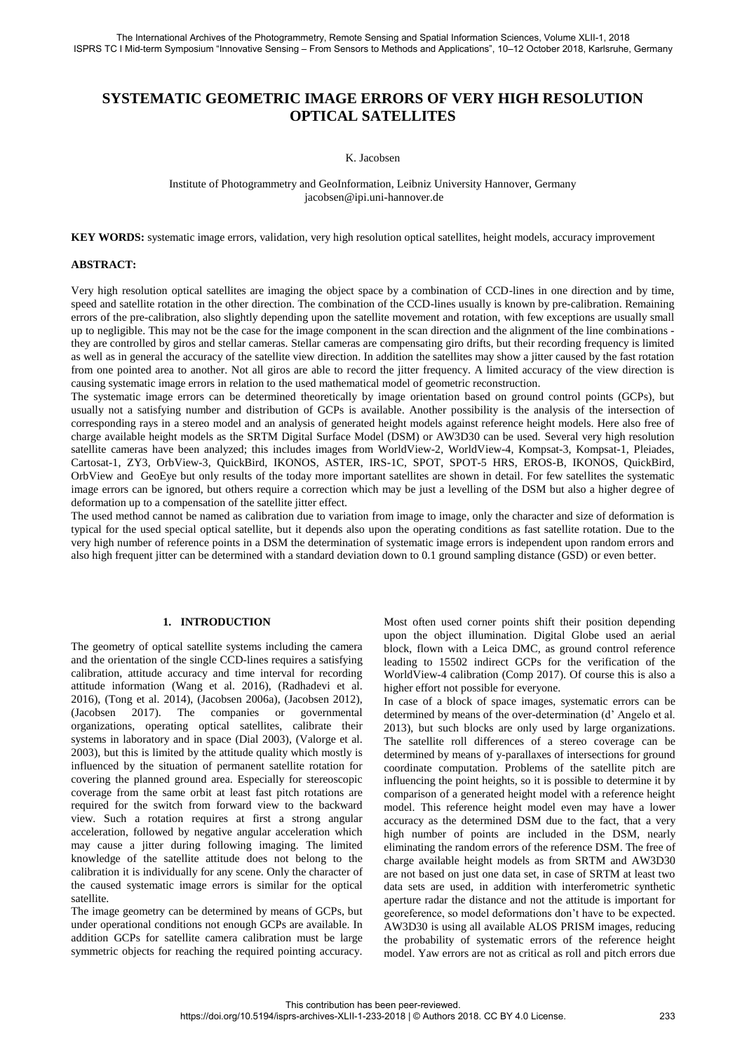# SYSTEMATIC GEOMETRIC IMAGE ERRORS OF VERY HIGH RESOLUTION OPTICAL SATELLITES

K. Jacobsen

Institute of Photogrammetry and GeoInformation, Leibniz University Hannover, Germany
jacobsen@ipi.uni-hannover.de

**KEY WORDS:** systematic image errors, validation, very high resolution optical satellites, height models, accuracy improvement

**ABSTRACT:**

Very high resolution optical satellites are imaging the object space by a combination of CCD-lines in one direction and by time, speed and satellite rotation in the other direction. The combination of the CCD-lines usually is known by pre-calibration. Remaining errors of the pre-calibration, also slightly depending upon the satellite movement and rotation, with few exceptions are usually small up to negligible. This may not be the case for the image component in the scan direction and the alignment of the line combinations - they are controlled by giros and stellar cameras. Stellar cameras are compensating giro drifts, but their recording frequency is limited as well as in general the accuracy of the satellite view direction. In addition the satellites may show a jitter caused by the fast rotation from one pointed area to another. Not all giros are able to record the jitter frequency. A limited accuracy of the view direction is causing systematic image errors in relation to the used mathematical model of geometric reconstruction.

The systematic image errors can be determined theoretically by image orientation based on ground control points (GCPs), but usually not a satisfying number and distribution of GCPs is available. Another possibility is the analysis of the intersection of corresponding rays in a stereo model and an analysis of generated height models against reference height models. Here also free of charge available height models as the SRTM Digital Surface Model (DSM) or AW3D30 can be used. Several very high resolution satellite cameras have been analyzed; this includes images from WorldView-2, WorldView-4, Kompsat-3, Kompsat-1, Pleiades, Cartosat-1, ZY3, OrbView-3, QuickBird, IKONOS, ASTER, IRS-1C, SPOT, SPOT-5 HRS, EROS-B, IKONOS, QuickBird, OrbView and GeoEye but only results of the today more important satellites are shown in detail. For few satellites the systematic image errors can be ignored, but others require a correction which may be just a levelling of the DSM but also a higher degree of deformation up to a compensation of the satellite jitter effect.

The used method cannot be named as calibration due to variation from image to image, only the character and size of deformation is typical for the used special optical satellite, but it depends also upon the operating conditions as fast satellite rotation. Due to the very high number of reference points in a DSM the determination of systematic image errors is independent upon random errors and also high frequent jitter can be determined with a standard deviation down to 0.1 ground sampling distance (GSD) or even better.

## 1. INTRODUCTION

The geometry of optical satellite systems including the camera and the orientation of the single CCD-lines requires a satisfying calibration, attitude accuracy and time interval for recording attitude information (Wang et al. 2016), (Radhadevi et al. 2016), (Tong et al. 2014), (Jacobsen 2006a), (Jacobsen 2012), (Jacobsen 2017). The companies or governmental organizations, operating optical satellites, calibrate their systems in laboratory and in space (Dial 2003), (Valorge et al. 2003), but this is limited by the attitude quality which mostly is influenced by the situation of permanent satellite rotation for covering the planned ground area. Especially for stereoscopic coverage from the same orbit at least fast pitch rotations are required for the switch from forward view to the backward view. Such a rotation requires at first a strong angular acceleration, followed by negative angular acceleration which may cause a jitter during following imaging. The limited knowledge of the satellite attitude does not belong to the calibration it is individually for any scene. Only the character of the caused systematic image errors is similar for the optical satellite.

The image geometry can be determined by means of GCPs, but under operational conditions not enough GCPs are available. In addition GCPs for satellite camera calibration must be large symmetric objects for reaching the required pointing accuracy. Most often used corner points shift their position depending upon the object illumination. Digital Globe used an aerial block, flown with a Leica DMC, as ground control reference leading to 15502 indirect GCPs for the verification of the WorldView-4 calibration (Comp 2017). Of course this is also a higher effort not possible for everyone.

In case of a block of space images, systematic errors can be determined by means of the over-determination (d' Angelo et al. 2013), but such blocks are only used by large organizations. The satellite roll differences of a stereo coverage can be determined by means of y-parallaxes of intersections for ground coordinate computation. Problems of the satellite pitch are influencing the point heights, so it is possible to determine it by comparison of a generated height model with a reference height model. This reference height model even may have a lower accuracy as the determined DSM due to the fact, that a very high number of points are included in the DSM, nearly eliminating the random errors of the reference DSM. The free of charge available height models as from SRTM and AW3D30 are not based on just one data set, in case of SRTM at least two data sets are used, in addition with interferometric synthetic aperture radar the distance and not the attitude is important for georeference, so model deformations don't have to be expected. AW3D30 is using all available ALOS PRISM images, reducing the probability of systematic errors of the reference height model. Yaw errors are not as critical as roll and pitch errors due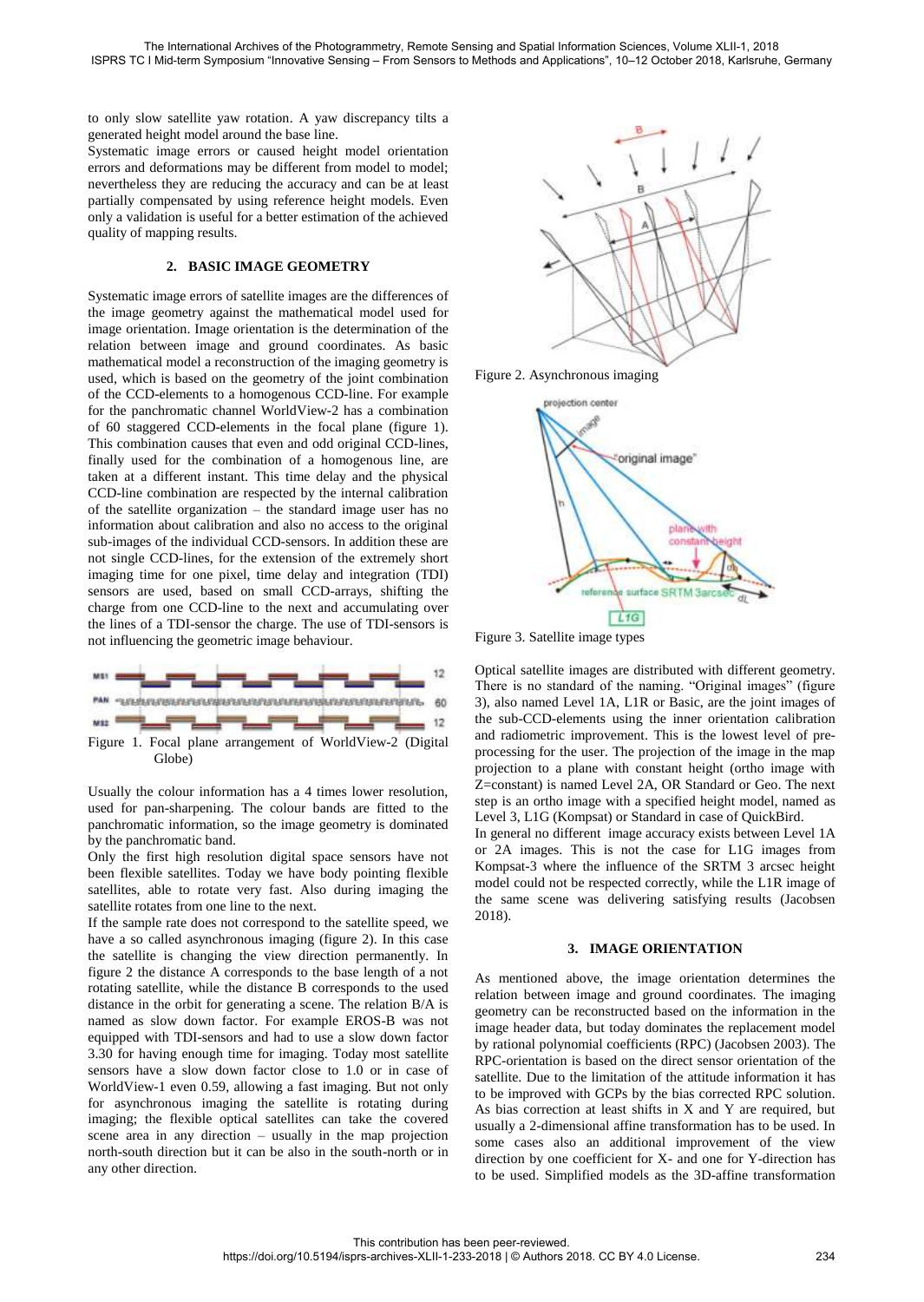to only slow satellite yaw rotation. A yaw discrepancy tilts a generated height model around the base line.

Systematic image errors or caused height model orientation errors and deformations may be different from model to model; nevertheless they are reducing the accuracy and can be at least partially compensated by using reference height models. Even only a validation is useful for a better estimation of the achieved quality of mapping results.

## 2. BASIC IMAGE GEOMETRY

Systematic image errors of satellite images are the differences of the image geometry against the mathematical model used for image orientation. Image orientation is the determination of the relation between image and ground coordinates. As basic mathematical model a reconstruction of the imaging geometry is used, which is based on the geometry of the joint combination of the CCD-elements to a homogenous CCD-line. For example for the panchromatic channel WorldView-2 has a combination of 60 staggered CCD-elements in the focal plane (figure 1). This combination causes that even and odd original CCD-lines, finally used for the combination of a homogenous line, are taken at a different instant. This time delay and the physical CCD-line combination are respected by the internal calibration of the satellite organization – the standard image user has no information about calibration and also no access to the original sub-images of the individual CCD-sensors. In addition these are not single CCD-lines, for the extension of the extremely short imaging time for one pixel, time delay and integration (TDI) sensors are used, based on small CCD-arrays, shifting the charge from one CCD-line to the next and accumulating over the lines of a TDI-sensor the charge. The use of TDI-sensors is not influencing the geometric image behaviour.

Figure 1. Focal plane arrangement of WorldView-2 (Digital Globe)

Usually the colour information has a 4 times lower resolution, used for pan-sharpening. The colour bands are fitted to the panchromatic information, so the image geometry is dominated by the panchromatic band.

Only the first high resolution digital space sensors have not been flexible satellites. Today we have body pointing flexible satellites, able to rotate very fast. Also during imaging the satellite rotates from one line to the next.

If the sample rate does not correspond to the satellite speed, we have a so called asynchronous imaging (figure 2). In this case the satellite is changing the view direction permanently. In figure 2 the distance A corresponds to the base length of a not rotating satellite, while the distance B corresponds to the used distance in the orbit for generating a scene. The relation B/A is named as slow down factor. For example EROS-B was not equipped with TDI-sensors and had to use a slow down factor 3.30 for having enough time for imaging. Today most satellite sensors have a slow down factor close to 1.0 or in case of WorldView-1 even 0.59, allowing a fast imaging. But not only for asynchronous imaging the satellite is rotating during imaging; the flexible optical satellites can take the covered scene area in any direction – usually in the map projection north-south direction but it can be also in the south-north or in any other direction.

Figure 2. Asynchronous imaging

Figure 3. Satellite image types

Optical satellite images are distributed with different geometry. There is no standard of the naming. "Original images" (figure 3), also named Level 1A, L1R or Basic, are the joint images of the sub-CCD-elements using the inner orientation calibration and radiometric improvement. This is the lowest level of pre-processing for the user. The projection of the image in the map projection to a plane with constant height (ortho image with Z=constant) is named Level 2A, OR Standard or Geo. The next step is an ortho image with a specified height model, named as Level 3, L1G (Kompsat) or Standard in case of QuickBird.

In general no different image accuracy exists between Level 1A or 2A images. This is not the case for L1G images from Kompsat-3 where the influence of the SRTM 3 arcsec height model could not be respected correctly, while the L1R image of the same scene was delivering satisfying results (Jacobsen 2018).

## 3. IMAGE ORIENTATION

As mentioned above, the image orientation determines the relation between image and ground coordinates. The imaging geometry can be reconstructed based on the information in the image header data, but today dominates the replacement model by rational polynomial coefficients (RPC) (Jacobsen 2003). The RPC-orientation is based on the direct sensor orientation of the satellite. Due to the limitation of the attitude information it has to be improved with GCPs by the bias corrected RPC solution. As bias correction at least shifts in X and Y are required, but usually a 2-dimensional affine transformation has to be used. In some cases also an additional improvement of the view direction by one coefficient for X- and one for Y-direction has to be used. Simplified models as the 3D-affine transformation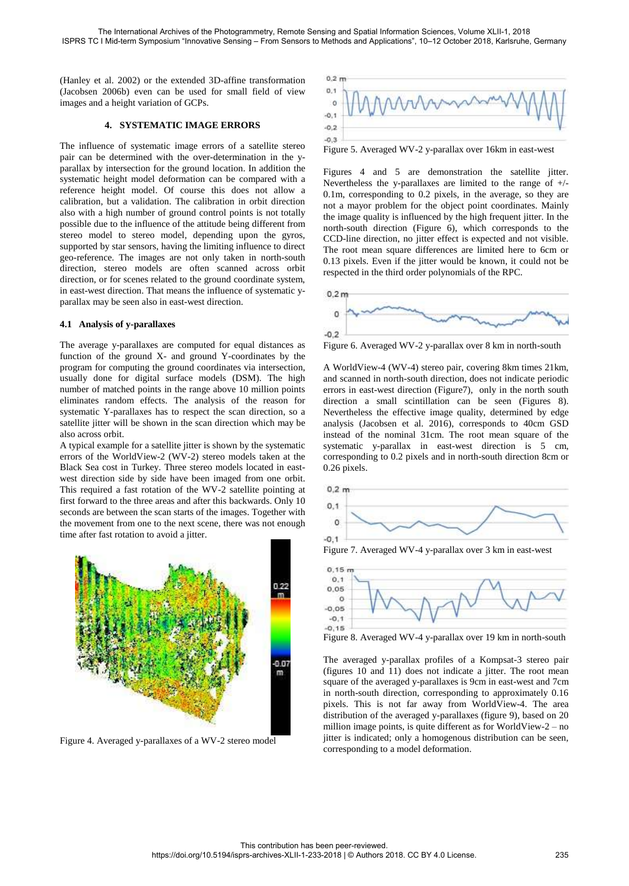(Hanley et al. 2002) or the extended 3D-affine transformation (Jacobsen 2006b) even can be used for small field of view images and a height variation of GCPs.

## 4. SYSTEMATIC IMAGE ERRORS

The influence of systematic image errors of a satellite stereo pair can be determined with the over-determination in the y-parallax by intersection for the ground location. In addition the systematic height model deformation can be compared with a reference height model. Of course this does not allow a calibration, but a validation. The calibration in orbit direction also with a high number of ground control points is not totally possible due to the influence of the attitude being different from stereo model to stereo model, depending upon the gyros, supported by star sensors, having the limiting influence to direct geo-reference. The images are not only taken in north-south direction, stereo models are often scanned across orbit direction, or for scenes related to the ground coordinate system, in east-west direction. That means the influence of systematic y-parallax may be seen also in east-west direction.

### 4.1 Analysis of y-parallaxes

The average y-parallaxes are computed for equal distances as function of the ground X- and ground Y-coordinates by the program for computing the ground coordinates via intersection, usually done for digital surface models (DSM). The high number of matched points in the range above 10 million points eliminates random effects. The analysis of the reason for systematic Y-parallaxes has to respect the scan direction, so a satellite jitter will be shown in the scan direction which may be also across orbit.

A typical example for a satellite jitter is shown by the systematic errors of the WorldView-2 (WV-2) stereo models taken at the Black Sea cost in Turkey. Three stereo models located in east-west direction side by side have been imaged from one orbit. This required a fast rotation of the WV-2 satellite pointing at first forward to the three areas and after this backwards. Only 10 seconds are between the scan starts of the images. Together with the movement from one to the next scene, there was not enough time after fast rotation to avoid a jitter.

Figure 4. Averaged y-parallaxes of a WV-2 stereo model

Figure 5. Averaged WV-2 y-parallax over 16km in east-west

Figures 4 and 5 are demonstration the satellite jitter. Nevertheless the y-parallaxes are limited to the range of +/- 0.1m, corresponding to 0.2 pixels, in the average, so they are not a mayor problem for the object point coordinates. Mainly the image quality is influenced by the high frequent jitter. In the north-south direction (Figure 6), which corresponds to the CCD-line direction, no jitter effect is expected and not visible. The root mean square differences are limited here to 6cm or 0.13 pixels. Even if the jitter would be known, it could not be respected in the third order polynomials of the RPC.

Figure 6. Averaged WV-2 y-parallax over 8 km in north-south

A WorldView-4 (WV-4) stereo pair, covering 8km times 21km, and scanned in north-south direction, does not indicate periodic errors in east-west direction (Figure7), only in the north south direction a small scintillation can be seen (Figures 8). Nevertheless the effective image quality, determined by edge analysis (Jacobsen et al. 2016), corresponds to 40cm GSD instead of the nominal 31cm. The root mean square of the systematic y-parallax in east-west direction is 5 cm, corresponding to 0.2 pixels and in north-south direction 8cm or 0.26 pixels.

Figure 7. Averaged WV-4 y-parallax over 3 km in east-west

Figure 8. Averaged WV-4 y-parallax over 19 km in north-south

The averaged y-parallax profiles of a Kompsat-3 stereo pair (figures 10 and 11) does not indicate a jitter. The root mean square of the averaged y-parallaxes is 9cm in east-west and 7cm in north-south direction, corresponding to approximately 0.16 pixels. This is not far away from WorldView-4. The area distribution of the averaged y-parallaxes (figure 9), based on 20 million image points, is quite different as for WorldView-2 – no jitter is indicated; only a homogenous distribution can be seen, corresponding to a model deformation.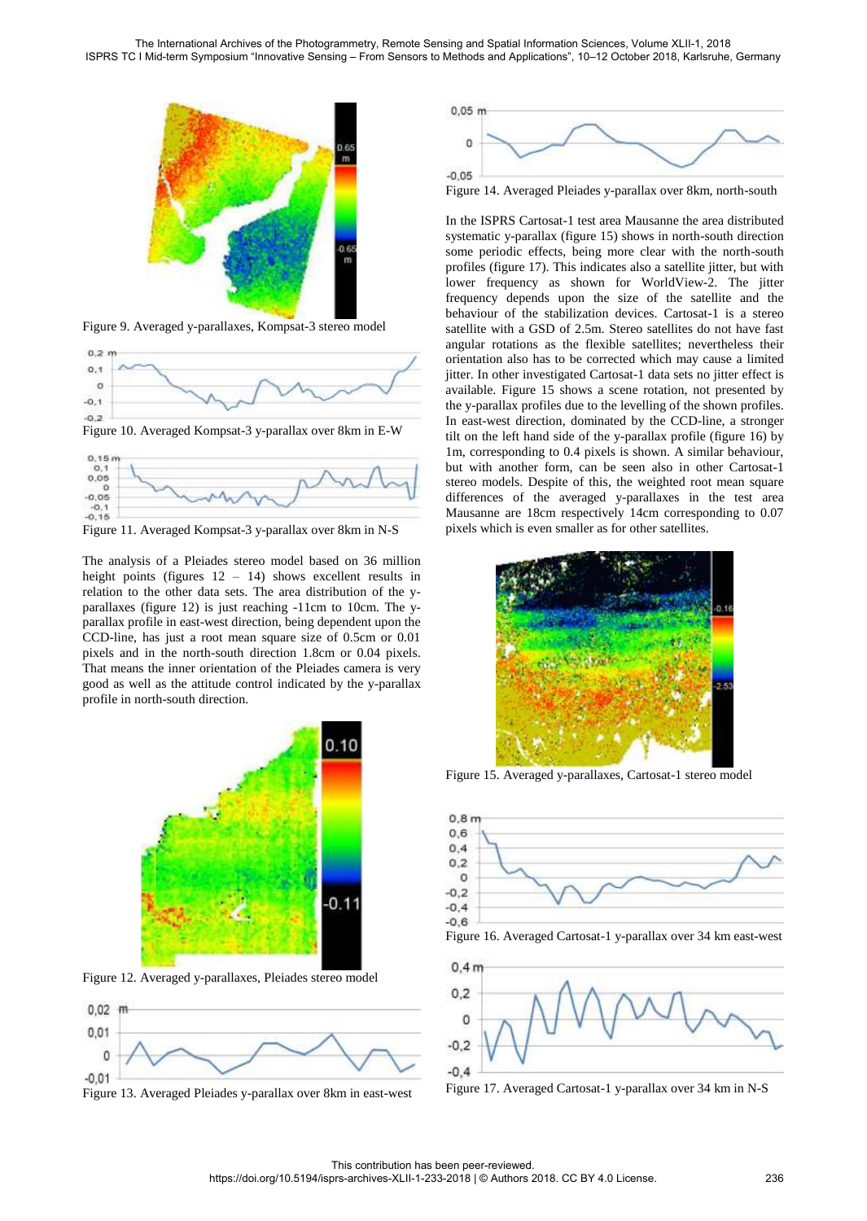Figure 9. Averaged y-parallaxes, Kompsat-3 stereo model

Figure 10. Averaged Kompsat-3 y-parallax over 8km in E-W

Figure 11. Averaged Kompsat-3 y-parallax over 8km in N-S

The analysis of a Pleiades stereo model based on 36 million height points (figures 12 – 14) shows excellent results in relation to the other data sets. The area distribution of the y-parallaxes (figure 12) is just reaching -11cm to 10cm. The y-parallax profile in east-west direction, being dependent upon the CCD-line, has just a root mean square size of 0.5cm or 0.01 pixels and in the north-south direction 1.8cm or 0.04 pixels. That means the inner orientation of the Pleiades camera is very good as well as the attitude control indicated by the y-parallax profile in north-south direction.

Figure 12. Averaged y-parallaxes, Pleiades stereo model

Figure 13. Averaged Pleiades y-parallax over 8km in east-west

Figure 14. Averaged Pleiades y-parallax over 8km, north-south

In the ISPRS Cartosat-1 test area Mausanne the area distributed systematic y-parallax (figure 15) shows in north-south direction some periodic effects, being more clear with the north-south profiles (figure 17). This indicates also a satellite jitter, but with lower frequency as shown for WorldView-2. The jitter frequency depends upon the size of the satellite and the behaviour of the stabilization devices. Cartosat-1 is a stereo satellite with a GSD of 2.5m. Stereo satellites do not have fast angular rotations as the flexible satellites; nevertheless their orientation also has to be corrected which may cause a limited jitter. In other investigated Cartosat-1 data sets no jitter effect is available. Figure 15 shows a scene rotation, not presented by the y-parallax profiles due to the levelling of the shown profiles. In east-west direction, dominated by the CCD-line, a stronger tilt on the left hand side of the y-parallax profile (figure 16) by 1m, corresponding to 0.4 pixels is shown. A similar behaviour, but with another form, can be seen also in other Cartosat-1 stereo models. Despite of this, the weighted root mean square differences of the averaged y-parallaxes in the test area Mausanne are 18cm respectively 14cm corresponding to 0.07 pixels which is even smaller as for other satellites.

Figure 15. Averaged y-parallaxes, Cartosat-1 stereo model

Figure 16. Averaged Cartosat-1 y-parallax over 34 km east-west

Figure 17. Averaged Cartosat-1 y-parallax over 34 km in N-S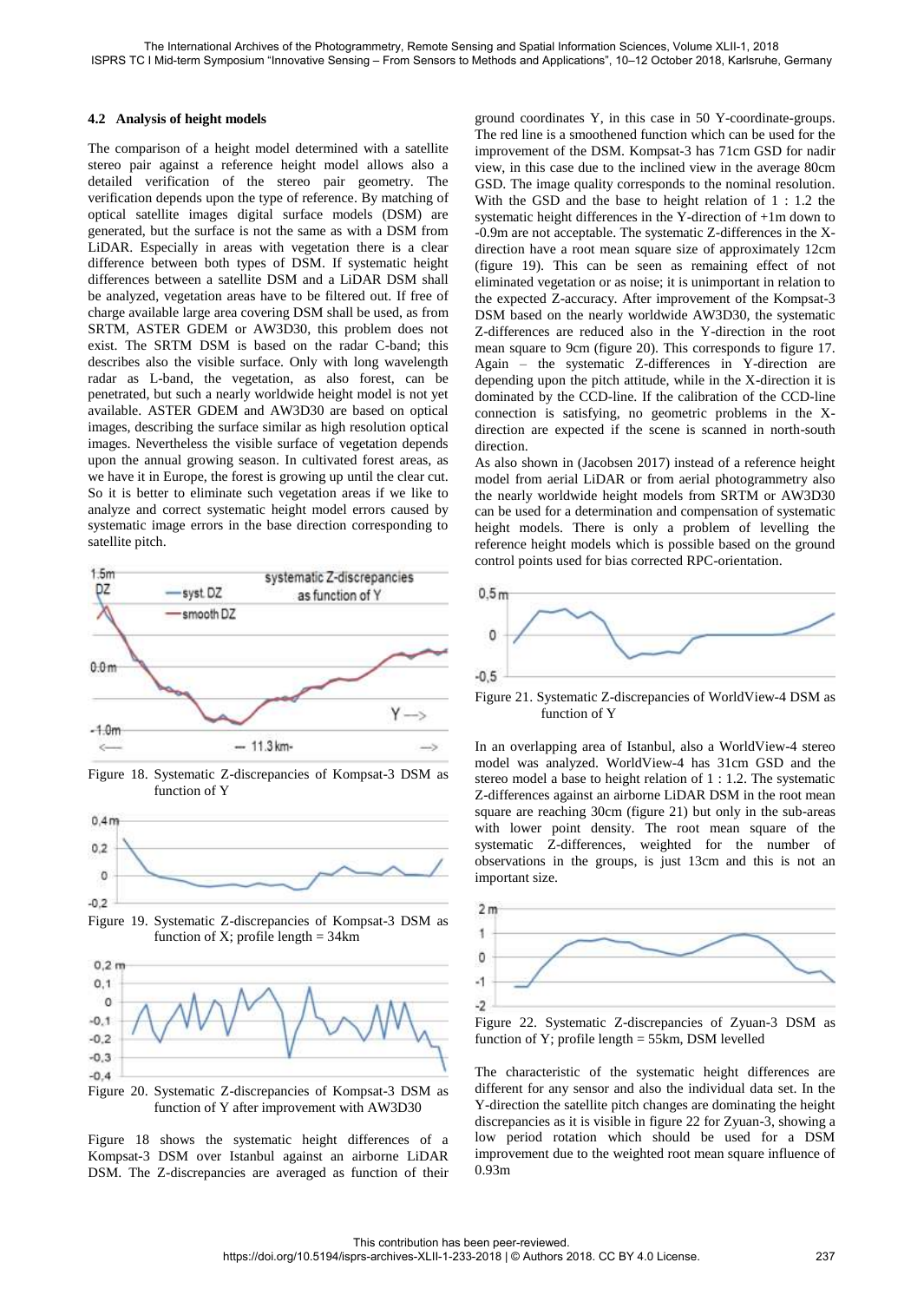### 4.2 Analysis of height models

The comparison of a height model determined with a satellite stereo pair against a reference height model allows also a detailed verification of the stereo pair geometry. The verification depends upon the type of reference. By matching of optical satellite images digital surface models (DSM) are generated, but the surface is not the same as with a DSM from LiDAR. Especially in areas with vegetation there is a clear difference between both types of DSM. If systematic height differences between a satellite DSM and a LiDAR DSM shall be analyzed, vegetation areas have to be filtered out. If free of charge available large area covering DSM shall be used, as from SRTM, ASTER GDEM or AW3D30, this problem does not exist. The SRTM DSM is based on the radar C-band; this describes also the visible surface. Only with long wavelength radar as L-band, the vegetation, as also forest, can be penetrated, but such a nearly worldwide height model is not yet available. ASTER GDEM and AW3D30 are based on optical images, describing the surface similar as high resolution optical images. Nevertheless the visible surface of vegetation depends upon the annual growing season. In cultivated forest areas, as we have it in Europe, the forest is growing up until the clear cut. So it is better to eliminate such vegetation areas if we like to analyze and correct systematic height model errors caused by systematic image errors in the base direction corresponding to satellite pitch.

Figure 18. Systematic Z-discrepancies of Kompsat-3 DSM as function of Y

Figure 19. Systematic Z-discrepancies of Kompsat-3 DSM as function of X; profile length = 34km

Figure 20. Systematic Z-discrepancies of Kompsat-3 DSM as function of Y after improvement with AW3D30

Figure 18 shows the systematic height differences of a Kompsat-3 DSM over Istanbul against an airborne LiDAR DSM. The Z-discrepancies are averaged as function of their ground coordinates Y, in this case in 50 Y-coordinate-groups. The red line is a smoothened function which can be used for the improvement of the DSM. Kompsat-3 has 71cm GSD for nadir view, in this case due to the inclined view in the average 80cm GSD. The image quality corresponds to the nominal resolution. With the GSD and the base to height relation of 1 : 1.2 the systematic height differences in the Y-direction of +1m down to -0.9m are not acceptable. The systematic Z-differences in the X-direction have a root mean square size of approximately 12cm (figure 19). This can be seen as remaining effect of not eliminated vegetation or as noise; it is unimportant in relation to the expected Z-accuracy. After improvement of the Kompsat-3 DSM based on the nearly worldwide AW3D30, the systematic Z-differences are reduced also in the Y-direction in the root mean square to 9cm (figure 20). This corresponds to figure 17. Again – the systematic Z-differences in Y-direction are depending upon the pitch attitude, while in the X-direction it is dominated by the CCD-line. If the calibration of the CCD-line connection is satisfying, no geometric problems in the X-direction are expected if the scene is scanned in north-south direction.

As also shown in (Jacobsen 2017) instead of a reference height model from aerial LiDAR or from aerial photogrammetry also the nearly worldwide height models from SRTM or AW3D30 can be used for a determination and compensation of systematic height models. There is only a problem of levelling the reference height models which is possible based on the ground control points used for bias corrected RPC-orientation.

Figure 21. Systematic Z-discrepancies of WorldView-4 DSM as function of Y

In an overlapping area of Istanbul, also a WorldView-4 stereo model was analyzed. WorldView-4 has 31cm GSD and the stereo model a base to height relation of 1 : 1.2. The systematic Z-differences against an airborne LiDAR DSM in the root mean square are reaching 30cm (figure 21) but only in the sub-areas with lower point density. The root mean square of the systematic Z-differences, weighted for the number of observations in the groups, is just 13cm and this is not an important size.

Figure 22. Systematic Z-discrepancies of Zyuan-3 DSM as function of Y; profile length = 55km, DSM levelled

The characteristic of the systematic height differences are different for any sensor and also the individual data set. In the Y-direction the satellite pitch changes are dominating the height discrepancies as it is visible in figure 22 for Zyuan-3, showing a low period rotation which should be used for a DSM improvement due to the weighted root mean square influence of 0.93m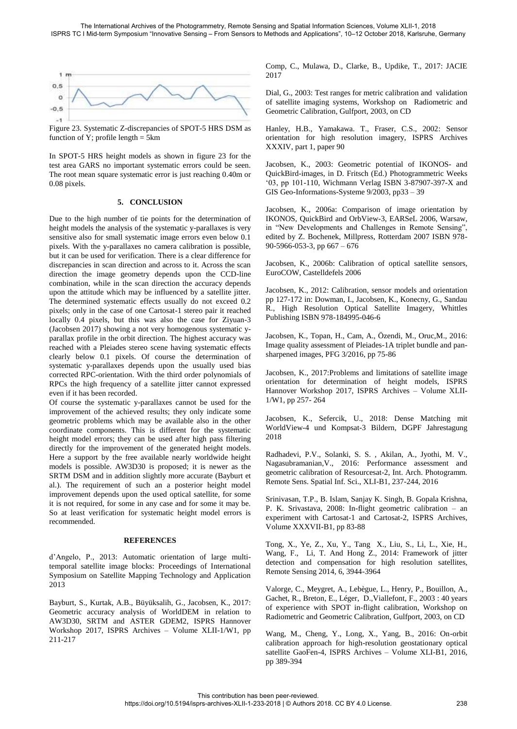1 m

0,5

0

-0,5

-1

Figure 23. Systematic Z-discrepancies of SPOT-5 HRS DSM as function of Y; profile length = 5km

In SPOT-5 HRS height models as shown in figure 23 for the test area GARS no important systematic errors could be seen. The root mean square systematic error is just reaching 0.40m or 0.08 pixels.

## 5. CONCLUSION

Due to the high number of tie points for the determination of height models the analysis of the systematic y-parallaxes is very sensitive also for small systematic image errors even below 0.1 pixels. With the y-parallaxes no camera calibration is possible, but it can be used for verification. There is a clear difference for discrepancies in scan direction and across to it. Across the scan direction the image geometry depends upon the CCD-line combination, while in the scan direction the accuracy depends upon the attitude which may be influenced by a satellite jitter. The determined systematic effects usually do not exceed 0.2 pixels; only in the case of one Cartosat-1 stereo pair it reached locally 0.4 pixels, but this was also the case for Ziyuan-3 (Jacobsen 2017) showing a not very homogenous systematic y-parallax profile in the orbit direction. The highest accuracy was reached with a Pleiades stereo scene having systematic effects clearly below 0.1 pixels. Of course the determination of systematic y-parallaxes depends upon the usually used bias corrected RPC-orientation. With the third order polynomials of RPCs the high frequency of a satellite jitter cannot expressed even if it has been recorded.

Of course the systematic y-parallaxes cannot be used for the improvement of the achieved results; they only indicate some geometric problems which may be available also in the other coordinate components. This is different for the systematic height model errors; they can be used after high pass filtering directly for the improvement of the generated height models. Here a support by the free available nearly worldwide height models is possible. AW3D30 is proposed; it is newer as the SRTM DSM and in addition slightly more accurate (Bayburt et al.). The requirement of such an a posterior height model improvement depends upon the used optical satellite, for some it is not required, for some in any case and for some it may be. So at least verification for systematic height model errors is recommended.

## REFERENCES

d'Angelo, P., 2013: Automatic orientation of large multi-temporal satellite image blocks: Proceedings of International Symposium on Satellite Mapping Technology and Application 2013

Bayburt, S., Kurtak, A.B., Büyüksalih, G., Jacobsen, K., 2017: Geometric accuracy analysis of WorldDEM in relation to AW3D30, SRTM and ASTER GDEM2, ISPRS Hannover Workshop 2017, ISPRS Archives – Volume XLII-1/W1, pp 211-217

Comp, C., Mulawa, D., Clarke, B., Updike, T., 2017: JACIE 2017

Dial, G., 2003: Test ranges for metric calibration and validation of satellite imaging systems, Workshop on Radiometric and Geometric Calibration, Gulfport, 2003, on CD

Hanley, H.B., Yamakawa. T., Fraser, C.S., 2002: Sensor orientation for high resolution imagery, ISPRS Archives XXXIV, part 1, paper 90

Jacobsen, K., 2003: Geometric potential of IKONOS- and QuickBird-images, in D. Fritsch (Ed.) Photogrammetric Weeks '03, pp 101-110, Wichmann Verlag ISBN 3-87907-397-X and GIS Geo-Informations-Systeme 9/2003, pp33 – 39

Jacobsen, K., 2006a: Comparison of image orientation by IKONOS, QuickBird and OrbView-3, EARSeL 2006, Warsaw, in "New Developments and Challenges in Remote Sensing", edited by Z. Bochenek, Millpress, Rotterdam 2007 ISBN 978-90-5966-053-3, pp 667 – 676

Jacobsen, K., 2006b: Calibration of optical satellite sensors, EuroCOW, Castelldefels 2006

Jacobsen, K., 2012: Calibration, sensor models and orientation pp 127-172 in: Dowman, I., Jacobsen, K., Konecny, G., Sandau R., High Resolution Optical Satellite Imagery, Whittles Publishing ISBN 978-184995-046-6

Jacobsen, K., Topan, H., Cam, A., Özendi, M., Oruc,M., 2016: Image quality assessment of Pleiades-1A triplet bundle and pan-sharpened images, PFG 3/2016, pp 75-86

Jacobsen, K., 2017:Problems and limitations of satellite image orientation for determination of height models, ISPRS Hannover Workshop 2017, ISPRS Archives – Volume XLII-1/W1, pp 257- 264

Jacobsen, K., Sefercik, U., 2018: Dense Matching mit WorldView-4 und Kompsat-3 Bildern, DGPF Jahrestagung 2018

Radhadevi, P.V., Solanki, S. S. , Akilan, A., Jyothi, M. V., Nagasubramanian,V., 2016: Performance assessment and geometric calibration of Resourcesat-2, Int. Arch. Photogramm. Remote Sens. Spatial Inf. Sci., XLI-B1, 237-244, 2016

Srinivasan, T.P., B. Islam, Sanjay K. Singh, B. Gopala Krishna, P. K. Srivastava, 2008: In-flight geometric calibration – an experiment with Cartosat-1 and Cartosat-2, ISPRS Archives, Volume XXXVII-B1, pp 83-88

Tong, X., Ye, Z., Xu, Y., Tang X., Liu, S., Li, L., Xie, H., Wang, F., Li, T. And Hong Z., 2014: Framework of jitter detection and compensation for high resolution satellites, Remote Sensing 2014, 6, 3944-3964

Valorge, C., Meygret, A., Lebègue, L., Henry, P., Bouillon, A., Gachet, R., Breton, E., Léger, D.,Viallefont, F., 2003 : 40 years of experience with SPOT in-flight calibration, Workshop on Radiometric and Geometric Calibration, Gulfport, 2003, on CD

Wang, M., Cheng, Y., Long, X., Yang, B., 2016: On-orbit calibration approach for high-resolution geostationary optical satellite GaoFen-4, ISPRS Archives – Volume XLI-B1, 2016, pp 389-394